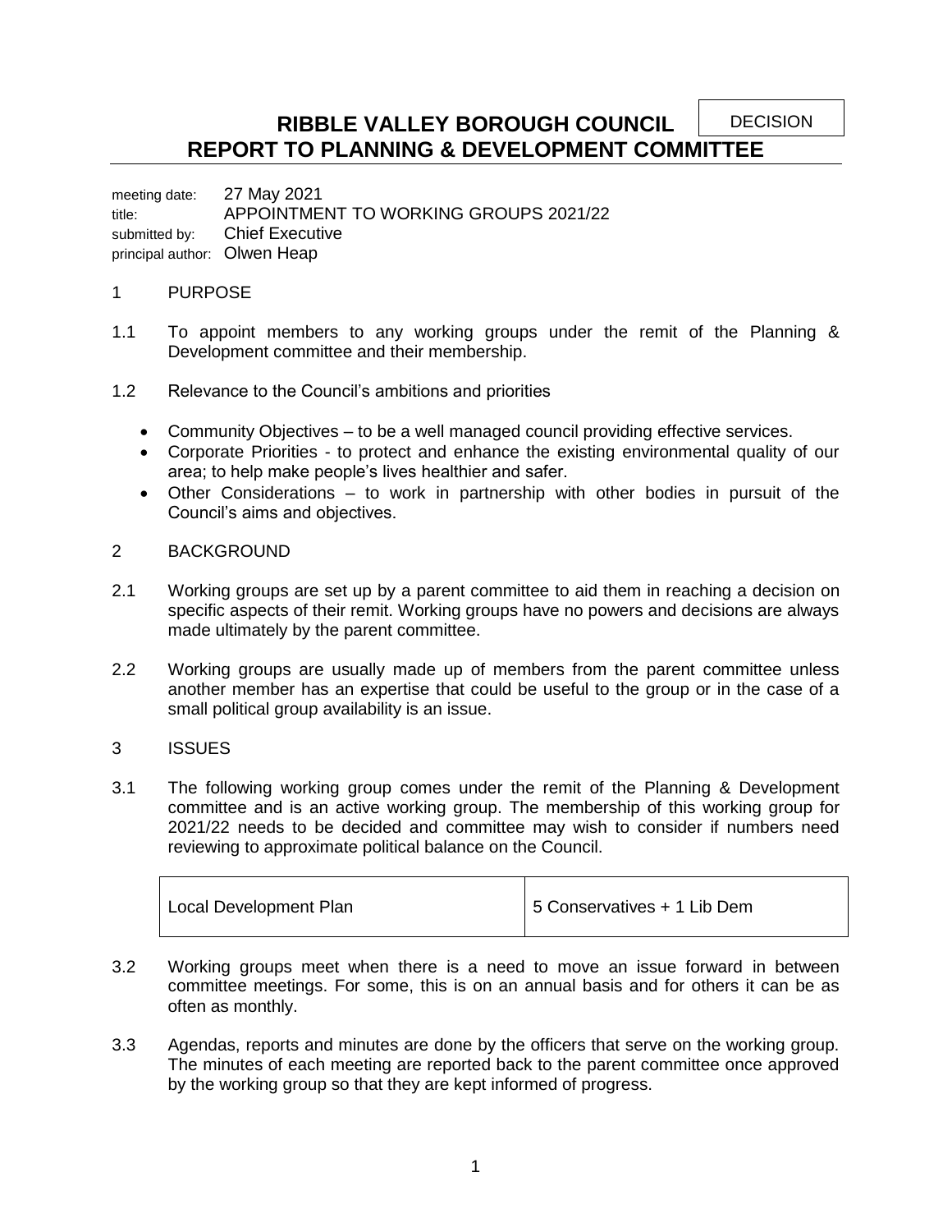DECISION

# RIBBLE VALLEY BOROUGH COUNCIL
## REPORT TO PLANNING & DEVELOPMENT COMMITTEE

meeting date: 27 May 2021
title: APPOINTMENT TO WORKING GROUPS 2021/22
submitted by: Chief Executive
principal author: Olwen Heap

1 PURPOSE

1.1 To appoint members to any working groups under the remit of the Planning & Development committee and their membership.

1.2 Relevance to the Council's ambitions and priorities

- Community Objectives – to be a well managed council providing effective services.
- Corporate Priorities - to protect and enhance the existing environmental quality of our area; to help make people's lives healthier and safer.
- Other Considerations – to work in partnership with other bodies in pursuit of the Council's aims and objectives.

2 BACKGROUND

2.1 Working groups are set up by a parent committee to aid them in reaching a decision on specific aspects of their remit. Working groups have no powers and decisions are always made ultimately by the parent committee.

2.2 Working groups are usually made up of members from the parent committee unless another member has an expertise that could be useful to the group or in the case of a small political group availability is an issue.

3 ISSUES

3.1 The following working group comes under the remit of the Planning & Development committee and is an active working group. The membership of this working group for 2021/22 needs to be decided and committee may wish to consider if numbers need reviewing to approximate political balance on the Council.

| Local Development Plan | 5 Conservatives + 1 Lib Dem |
|---|---|

3.2 Working groups meet when there is a need to move an issue forward in between committee meetings. For some, this is on an annual basis and for others it can be as often as monthly.

3.3 Agendas, reports and minutes are done by the officers that serve on the working group. The minutes of each meeting are reported back to the parent committee once approved by the working group so that they are kept informed of progress.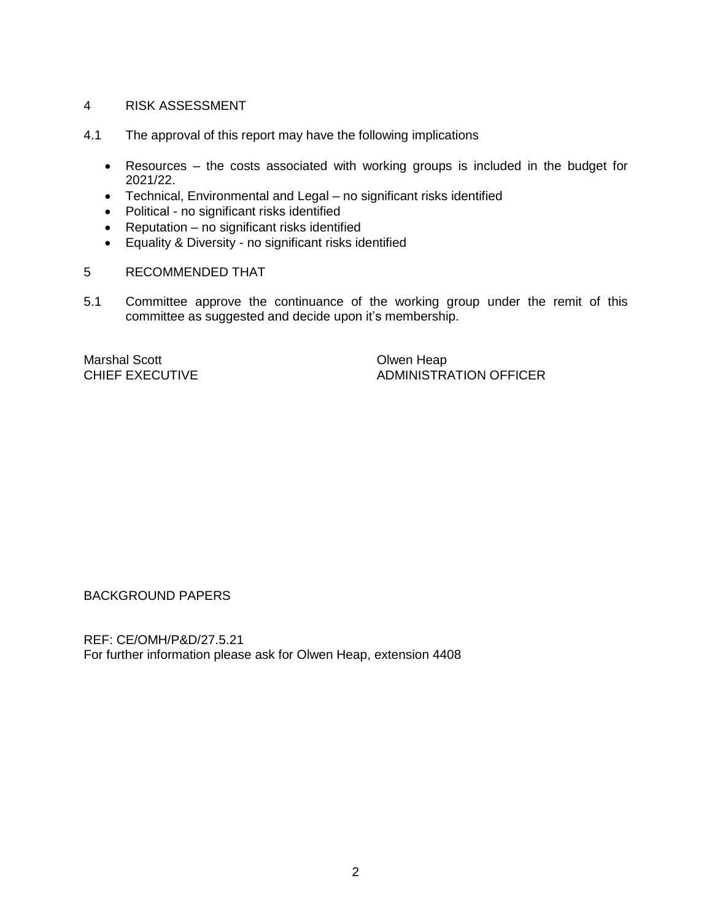## 4 RISK ASSESSMENT

4.1 The approval of this report may have the following implications

- Resources – the costs associated with working groups is included in the budget for 2021/22.
- Technical, Environmental and Legal – no significant risks identified
- Political - no significant risks identified
- Reputation – no significant risks identified
- Equality & Diversity - no significant risks identified

## 5 RECOMMENDED THAT

5.1 Committee approve the continuance of the working group under the remit of this committee as suggested and decide upon it's membership.

Marshal Scott
CHIEF EXECUTIVE

Olwen Heap
ADMINISTRATION OFFICER

BACKGROUND PAPERS

REF: CE/OMH/P&D/27.5.21
For further information please ask for Olwen Heap, extension 4408